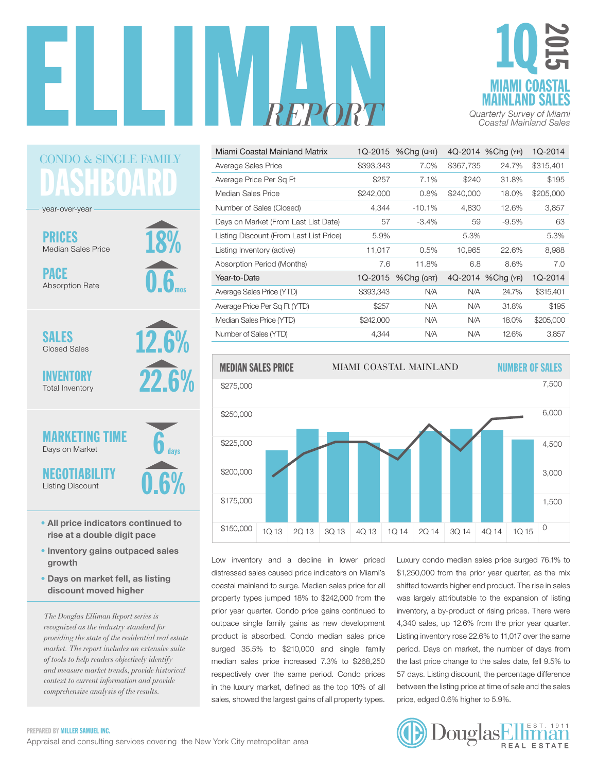# ELLIMAN REPORT

## 1Q 2015

## MIAMI COASTAL MAINLAND SALES

*Quarterly Survey of Miami Coastal Mainland Sales*

## CONDO & SINGLE FAMILY DASHBOARD

year-over-year

**PRICES** Median Sales Price — 18% (up)

**PACE** Absorption Rate — 0.6 mos (up)

**SALES** Closed Sales — 12.6% (up)

**INVENTORY** Total Inventory — 22.6% (up)

**MARKETING TIME** Days on Market — 6 days (down)

**NEGOTIABILITY** Listing Discount — 0.6% (up)

- All price indicators continued to rise at a double digit pace
- Inventory gains outpaced sales growth
- Days on market fell, as listing discount moved higher

*The Douglas Elliman Report series is recognized as the industry standard for providing the state of the residential real estate market. The report includes an extensive suite of tools to help readers objectively identify and measure market trends, provide historical context to current information and provide comprehensive analysis of the results.*

| Miami Coastal Mainland Matrix | 1Q-2015 | %Chg (QRT) | 4Q-2014 | %Chg (YR) | 1Q-2014 |
|---|---|---|---|---|---|
| Average Sales Price | $393,343 | 7.0% | $367,735 | 24.7% | $315,401 |
| Average Price Per Sq Ft | $257 | 7.1% | $240 | 31.8% | $195 |
| Median Sales Price | $242,000 | 0.8% | $240,000 | 18.0% | $205,000 |
| Number of Sales (Closed) | 4,344 | -10.1% | 4,830 | 12.6% | 3,857 |
| Days on Market (From Last List Date) | 57 | -3.4% | 59 | -9.5% | 63 |
| Listing Discount (From Last List Price) | 5.9% | | 5.3% | | 5.3% |
| Listing Inventory (active) | 11,017 | 0.5% | 10,965 | 22.6% | 8,988 |
| Absorption Period (Months) | 7.6 | 11.8% | 6.8 | 8.6% | 7.0 |
| **Year-to-Date** | **1Q-2015** | **%Chg (QRT)** | **4Q-2014** | **%Chg (YR)** | **1Q-2014** |
| Average Sales Price (YTD) | $393,343 | N/A | N/A | 24.7% | $315,401 |
| Average Price Per Sq Ft (YTD) | $257 | N/A | N/A | 31.8% | $195 |
| Median Sales Price (YTD) | $242,000 | N/A | N/A | 18.0% | $205,000 |
| Number of Sales (YTD) | 4,344 | N/A | N/A | 12.6% | 3,857 |

**MEDIAN SALES PRICE** — MIAMI COASTAL MAINLAND — **NUMBER OF SALES**

Low inventory and a decline in lower priced distressed sales caused price indicators on Miami's coastal mainland to surge. Median sales price for all property types jumped 18% to $242,000 from the prior year quarter. Condo price gains continued to outpace single family gains as new development product is absorbed. Condo median sales price surged 35.5% to $210,000 and single family median sales price increased 7.3% to $268,250 respectively over the same period. Condo prices in the luxury market, defined as the top 10% of all sales, showed the largest gains of all property types. Luxury condo median sales price surged 76.1% to $1,250,000 from the prior year quarter, as the mix shifted towards higher end product. The rise in sales was largely attributable to the expansion of listing inventory, a by-product of rising prices. There were 4,340 sales, up 12.6% from the prior year quarter. Listing inventory rose 22.6% to 11,017 over the same period. Days on market, the number of days from the last price change to the sales date, fell 9.5% to 57 days. Listing discount, the percentage difference between the listing price at time of sale and the sales price, edged 0.6% higher to 5.9%.

**PREPARED BY MILLER SAMUEL INC.**
Appraisal and consulting services covering the New York City metropolitan area

Douglas Elliman Real Estate — Est. 1911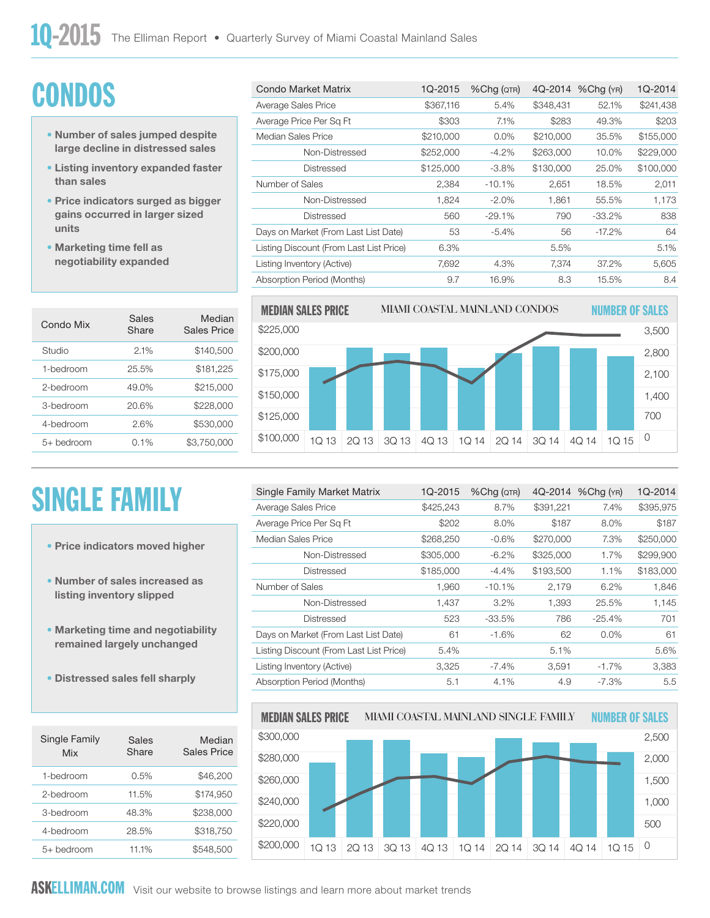# CONDOS

- Number of sales jumped despite large decline in distressed sales
- Listing inventory expanded faster than sales
- Price indicators surged as bigger gains occurred in larger sized units
- Marketing time fell as negotiability expanded

| Condo Market Matrix | 1Q-2015 | %Chg (QTR) | 4Q-2014 | %Chg (YR) | 1Q-2014 |
|---|---|---|---|---|---|
| Average Sales Price | $367,116 | 5.4% | $348,431 | 52.1% | $241,438 |
| Average Price Per Sq Ft | $303 | 7.1% | $283 | 49.3% | $203 |
| Median Sales Price | $210,000 | 0.0% | $210,000 | 35.5% | $155,000 |
| Non-Distressed | $252,000 | -4.2% | $263,000 | 10.0% | $229,000 |
| Distressed | $125,000 | -3.8% | $130,000 | 25.0% | $100,000 |
| Number of Sales | 2,384 | -10.1% | 2,651 | 18.5% | 2,011 |
| Non-Distressed | 1,824 | -2.0% | 1,861 | 55.5% | 1,173 |
| Distressed | 560 | -29.1% | 790 | -33.2% | 838 |
| Days on Market (From Last List Date) | 53 | -5.4% | 56 | -17.2% | 64 |
| Listing Discount (From Last List Price) | 6.3% | | 5.5% | | 5.1% |
| Listing Inventory (Active) | 7,692 | 4.3% | 7,374 | 37.2% | 5,605 |
| Absorption Period (Months) | 9.7 | 16.9% | 8.3 | 15.5% | 8.4 |

| Condo Mix | Sales Share | Median Sales Price |
|---|---|---|
| Studio | 2.1% | $140,500 |
| 1-bedroom | 25.5% | $181,225 |
| 2-bedroom | 49.0% | $215,000 |
| 3-bedroom | 20.6% | $228,000 |
| 4-bedroom | 2.6% | $530,000 |
| 5+ bedroom | 0.1% | $3,750,000 |

MEDIAN SALES PRICE — MIAMI COASTAL MAINLAND CONDOS — NUMBER OF SALES

# SINGLE FAMILY

- Price indicators moved higher
- Number of sales increased as listing inventory slipped
- Marketing time and negotiability remained largely unchanged
- Distressed sales fell sharply

| Single Family Market Matrix | 1Q-2015 | %Chg (QTR) | 4Q-2014 | %Chg (YR) | 1Q-2014 |
|---|---|---|---|---|---|
| Average Sales Price | $425,243 | 8.7% | $391,221 | 7.4% | $395,975 |
| Average Price Per Sq Ft | $202 | 8.0% | $187 | 8.0% | $187 |
| Median Sales Price | $268,250 | -0.6% | $270,000 | 7.3% | $250,000 |
| Non-Distressed | $305,000 | -6.2% | $325,000 | 1.7% | $299,900 |
| Distressed | $185,000 | -4.4% | $193,500 | 1.1% | $183,000 |
| Number of Sales | 1,960 | -10.1% | 2,179 | 6.2% | 1,846 |
| Non-Distressed | 1,437 | 3.2% | 1,393 | 25.5% | 1,145 |
| Distressed | 523 | -33.5% | 786 | -25.4% | 701 |
| Days on Market (From Last List Date) | 61 | -1.6% | 62 | 0.0% | 61 |
| Listing Discount (From Last List Price) | 5.4% | | 5.1% | | 5.6% |
| Listing Inventory (Active) | 3,325 | -7.4% | 3,591 | -1.7% | 3,383 |
| Absorption Period (Months) | 5.1 | 4.1% | 4.9 | -7.3% | 5.5 |

| Single Family Mix | Sales Share | Median Sales Price |
|---|---|---|
| 1-bedroom | 0.5% | $46,200 |
| 2-bedroom | 11.5% | $174,950 |
| 3-bedroom | 48.3% | $238,000 |
| 4-bedroom | 28.5% | $318,750 |
| 5+ bedroom | 11.1% | $548,500 |

MEDIAN SALES PRICE — MIAMI COASTAL MAINLAND SINGLE FAMILY — NUMBER OF SALES

ASKELLIMAN.COM Visit our website to browse listings and learn more about market trends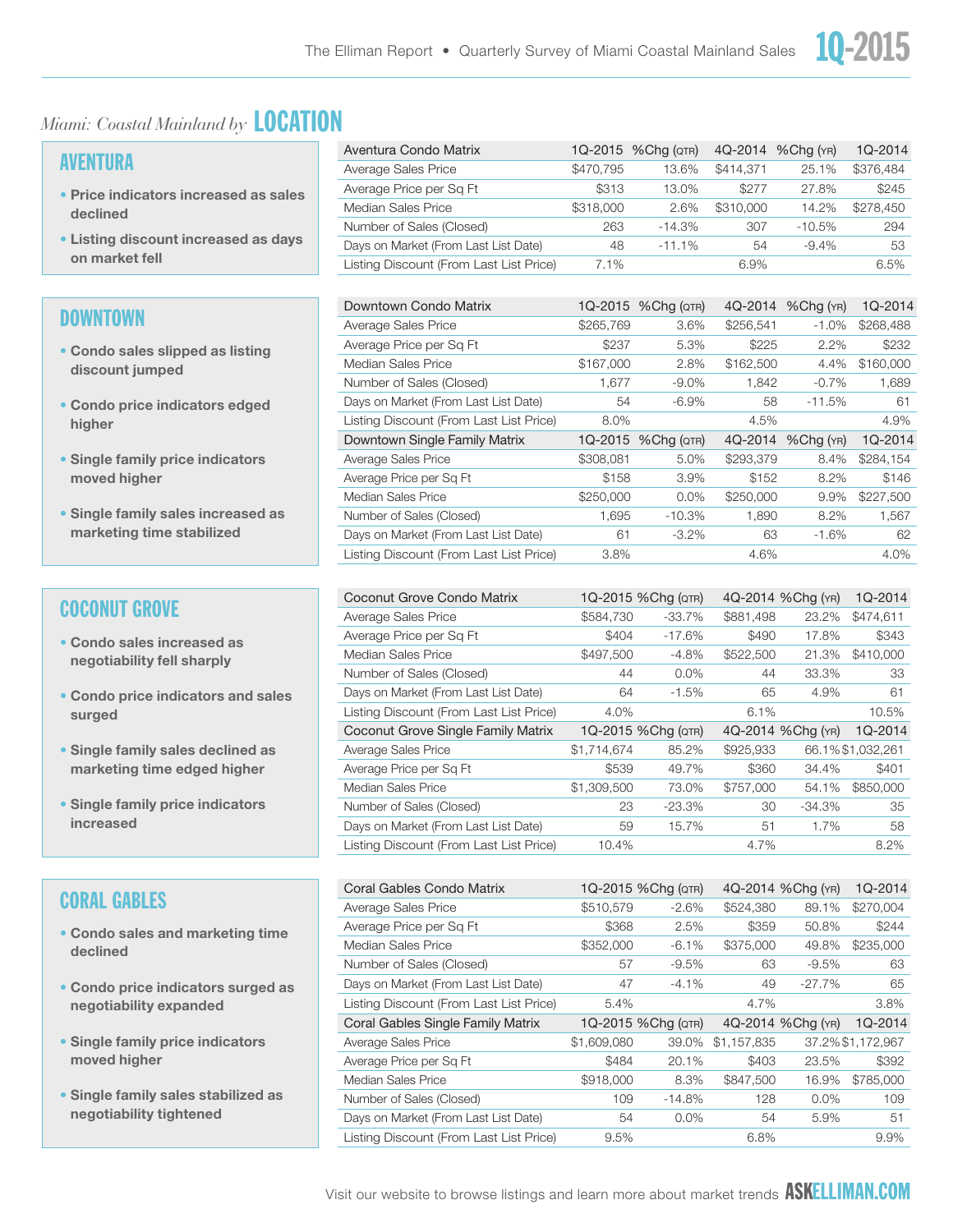*Miami: Coastal Mainland by* **LOCATION**

## AVENTURA

- Price indicators increased as sales declined
- Listing discount increased as days on market fell

| Aventura Condo Matrix | 1Q-2015 | %Chg (QTR) | 4Q-2014 | %Chg (YR) | 1Q-2014 |
|---|---|---|---|---|---|
| Average Sales Price | $470,795 | 13.6% | $414,371 | 25.1% | $376,484 |
| Average Price per Sq Ft | $313 | 13.0% | $277 | 27.8% | $245 |
| Median Sales Price | $318,000 | 2.6% | $310,000 | 14.2% | $278,450 |
| Number of Sales (Closed) | 263 | -14.3% | 307 | -10.5% | 294 |
| Days on Market (From Last List Date) | 48 | -11.1% | 54 | -9.4% | 53 |
| Listing Discount (From Last List Price) | 7.1% | | 6.9% | | 6.5% |

## DOWNTOWN

- Condo sales slipped as listing discount jumped
- Condo price indicators edged higher
- Single family price indicators moved higher
- Single family sales increased as marketing time stabilized

| Downtown Condo Matrix | 1Q-2015 | %Chg (QTR) | 4Q-2014 | %Chg (YR) | 1Q-2014 |
|---|---|---|---|---|---|
| Average Sales Price | $265,769 | 3.6% | $256,541 | -1.0% | $268,488 |
| Average Price per Sq Ft | $237 | 5.3% | $225 | 2.2% | $232 |
| Median Sales Price | $167,000 | 2.8% | $162,500 | 4.4% | $160,000 |
| Number of Sales (Closed) | 1,677 | -9.0% | 1,842 | -0.7% | 1,689 |
| Days on Market (From Last List Date) | 54 | -6.9% | 58 | -11.5% | 61 |
| Listing Discount (From Last List Price) | 8.0% | | 4.5% | | 4.9% |
| **Downtown Single Family Matrix** | **1Q-2015** | **%Chg (QTR)** | **4Q-2014** | **%Chg (YR)** | **1Q-2014** |
| Average Sales Price | $308,081 | 5.0% | $293,379 | 8.4% | $284,154 |
| Average Price per Sq Ft | $158 | 3.9% | $152 | 8.2% | $146 |
| Median Sales Price | $250,000 | 0.0% | $250,000 | 9.9% | $227,500 |
| Number of Sales (Closed) | 1,695 | -10.3% | 1,890 | 8.2% | 1,567 |
| Days on Market (From Last List Date) | 61 | -3.2% | 63 | -1.6% | 62 |
| Listing Discount (From Last List Price) | 3.8% | | 4.6% | | 4.0% |

## COCONUT GROVE

- Condo sales increased as negotiability fell sharply
- Condo price indicators and sales surged
- Single family sales declined as marketing time edged higher
- Single family price indicators increased

| Coconut Grove Condo Matrix | 1Q-2015 | %Chg (QTR) | 4Q-2014 | %Chg (YR) | 1Q-2014 |
|---|---|---|---|---|---|
| Average Sales Price | $584,730 | -33.7% | $881,498 | 23.2% | $474,611 |
| Average Price per Sq Ft | $404 | -17.6% | $490 | 17.8% | $343 |
| Median Sales Price | $497,500 | -4.8% | $522,500 | 21.3% | $410,000 |
| Number of Sales (Closed) | 44 | 0.0% | 44 | 33.3% | 33 |
| Days on Market (From Last List Date) | 64 | -1.5% | 65 | 4.9% | 61 |
| Listing Discount (From Last List Price) | 4.0% | | 6.1% | | 10.5% |
| **Coconut Grove Single Family Matrix** | **1Q-2015** | **%Chg (QTR)** | **4Q-2014** | **%Chg (YR)** | **1Q-2014** |
| Average Sales Price | $1,714,674 | 85.2% | $925,933 | 66.1% | $1,032,261 |
| Average Price per Sq Ft | $539 | 49.7% | $360 | 34.4% | $401 |
| Median Sales Price | $1,309,500 | 73.0% | $757,000 | 54.1% | $850,000 |
| Number of Sales (Closed) | 23 | -23.3% | 30 | -34.3% | 35 |
| Days on Market (From Last List Date) | 59 | 15.7% | 51 | 1.7% | 58 |
| Listing Discount (From Last List Price) | 10.4% | | 4.7% | | 8.2% |

## CORAL GABLES

- Condo sales and marketing time declined
- Condo price indicators surged as negotiability expanded
- Single family price indicators moved higher
- Single family sales stabilized as negotiability tightened

| Coral Gables Condo Matrix | 1Q-2015 | %Chg (QTR) | 4Q-2014 | %Chg (YR) | 1Q-2014 |
|---|---|---|---|---|---|
| Average Sales Price | $510,579 | -2.6% | $524,380 | 89.1% | $270,004 |
| Average Price per Sq Ft | $368 | 2.5% | $359 | 50.8% | $244 |
| Median Sales Price | $352,000 | -6.1% | $375,000 | 49.8% | $235,000 |
| Number of Sales (Closed) | 57 | -9.5% | 63 | -9.5% | 63 |
| Days on Market (From Last List Date) | 47 | -4.1% | 49 | -27.7% | 65 |
| Listing Discount (From Last List Price) | 5.4% | | 4.7% | | 3.8% |
| **Coral Gables Single Family Matrix** | **1Q-2015** | **%Chg (QTR)** | **4Q-2014** | **%Chg (YR)** | **1Q-2014** |
| Average Sales Price | $1,609,080 | 39.0% | $1,157,835 | 37.2% | $1,172,967 |
| Average Price per Sq Ft | $484 | 20.1% | $403 | 23.5% | $392 |
| Median Sales Price | $918,000 | 8.3% | $847,500 | 16.9% | $785,000 |
| Number of Sales (Closed) | 109 | -14.8% | 128 | 0.0% | 109 |
| Days on Market (From Last List Date) | 54 | 0.0% | 54 | 5.9% | 51 |
| Listing Discount (From Last List Price) | 9.5% | | 6.8% | | 9.9% |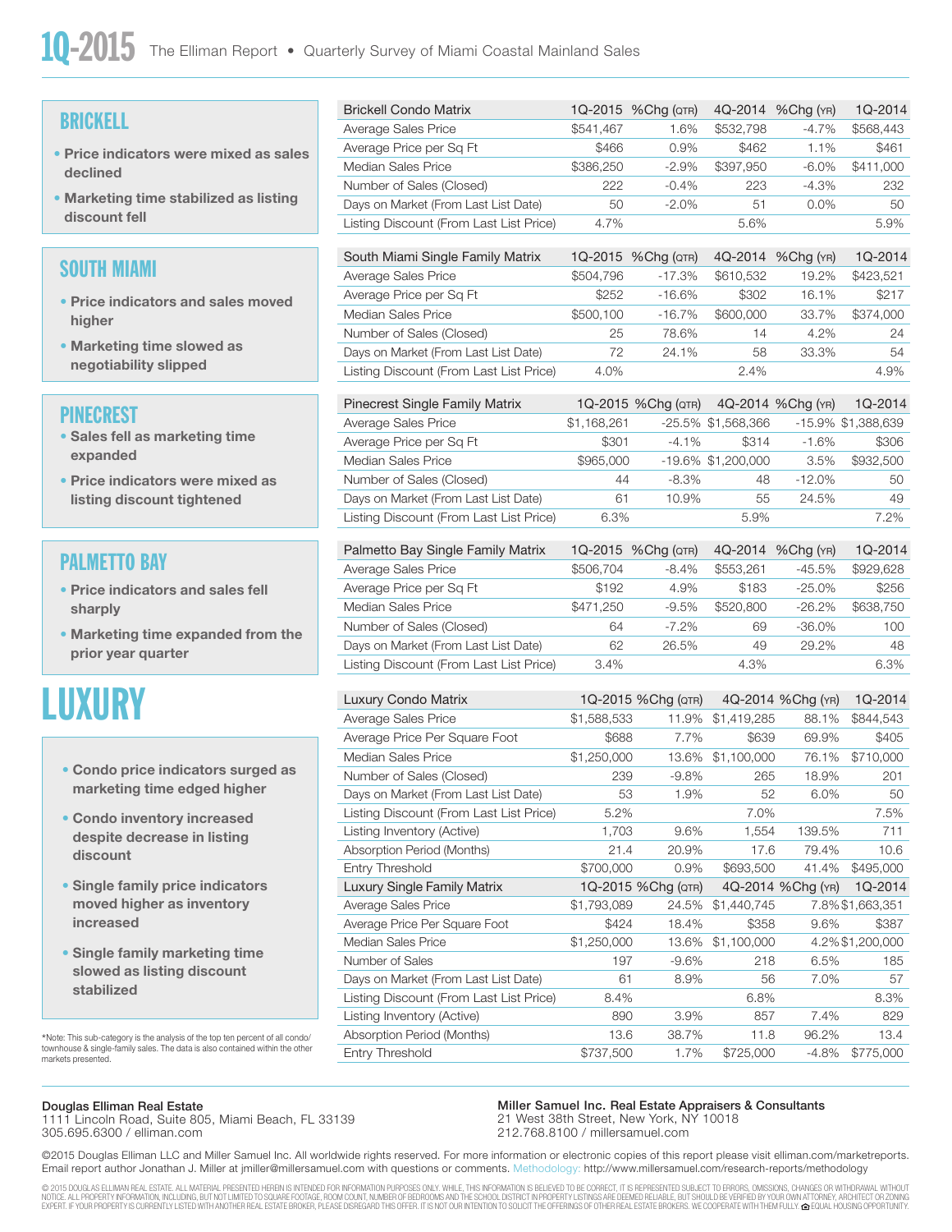# 1Q-2015 The Elliman Report • Quarterly Survey of Miami Coastal Mainland Sales

## BRICKELL

- Price indicators were mixed as sales declined
- Marketing time stabilized as listing discount fell

| Brickell Condo Matrix | 1Q-2015 | %Chg (QTR) | 4Q-2014 | %Chg (YR) | 1Q-2014 |
|---|---|---|---|---|---|
| Average Sales Price | $541,467 | 1.6% | $532,798 | -4.7% | $568,443 |
| Average Price per Sq Ft | $466 | 0.9% | $462 | 1.1% | $461 |
| Median Sales Price | $386,250 | -2.9% | $397,950 | -6.0% | $411,000 |
| Number of Sales (Closed) | 222 | -0.4% | 223 | -4.3% | 232 |
| Days on Market (From Last List Date) | 50 | -2.0% | 51 | 0.0% | 50 |
| Listing Discount (From Last List Price) | 4.7% | | 5.6% | | 5.9% |

## SOUTH MIAMI

- Price indicators and sales moved higher
- Marketing time slowed as negotiability slipped

| South Miami Single Family Matrix | 1Q-2015 | %Chg (QTR) | 4Q-2014 | %Chg (YR) | 1Q-2014 |
|---|---|---|---|---|---|
| Average Sales Price | $504,796 | -17.3% | $610,532 | 19.2% | $423,521 |
| Average Price per Sq Ft | $252 | -16.6% | $302 | 16.1% | $217 |
| Median Sales Price | $500,100 | -16.7% | $600,000 | 33.7% | $374,000 |
| Number of Sales (Closed) | 25 | 78.6% | 14 | 4.2% | 24 |
| Days on Market (From Last List Date) | 72 | 24.1% | 58 | 33.3% | 54 |
| Listing Discount (From Last List Price) | 4.0% | | 2.4% | | 4.9% |

## PINECREST

- Sales fell as marketing time expanded
- Price indicators were mixed as listing discount tightened

| Pinecrest Single Family Matrix | 1Q-2015 | %Chg (QTR) | 4Q-2014 | %Chg (YR) | 1Q-2014 |
|---|---|---|---|---|---|
| Average Sales Price | $1,168,261 | -25.5% | $1,568,366 | -15.9% | $1,388,639 |
| Average Price per Sq Ft | $301 | -4.1% | $314 | -1.6% | $306 |
| Median Sales Price | $965,000 | -19.6% | $1,200,000 | 3.5% | $932,500 |
| Number of Sales (Closed) | 44 | -8.3% | 48 | -12.0% | 50 |
| Days on Market (From Last List Date) | 61 | 10.9% | 55 | 24.5% | 49 |
| Listing Discount (From Last List Price) | 6.3% | | 5.9% | | 7.2% |

## PALMETTO BAY

- Price indicators and sales fell sharply
- Marketing time expanded from the prior year quarter

| Palmetto Bay Single Family Matrix | 1Q-2015 | %Chg (QTR) | 4Q-2014 | %Chg (YR) | 1Q-2014 |
|---|---|---|---|---|---|
| Average Sales Price | $506,704 | -8.4% | $553,261 | -45.5% | $929,628 |
| Average Price per Sq Ft | $192 | 4.9% | $183 | -25.0% | $256 |
| Median Sales Price | $471,250 | -9.5% | $520,800 | -26.2% | $638,750 |
| Number of Sales (Closed) | 64 | -7.2% | 69 | -36.0% | 100 |
| Days on Market (From Last List Date) | 62 | 26.5% | 49 | 29.2% | 48 |
| Listing Discount (From Last List Price) | 3.4% | | 4.3% | | 6.3% |

# LUXURY

- Condo price indicators surged as marketing time edged higher
- Condo inventory increased despite decrease in listing discount
- Single family price indicators moved higher as inventory increased
- Single family marketing time slowed as listing discount stabilized

| Luxury Condo Matrix | 1Q-2015 | %Chg (QTR) | 4Q-2014 | %Chg (YR) | 1Q-2014 |
|---|---|---|---|---|---|
| Average Sales Price | $1,588,533 | 11.9% | $1,419,285 | 88.1% | $844,543 |
| Average Price Per Square Foot | $688 | 7.7% | $639 | 69.9% | $405 |
| Median Sales Price | $1,250,000 | 13.6% | $1,100,000 | 76.1% | $710,000 |
| Number of Sales (Closed) | 239 | -9.8% | 265 | 18.9% | 201 |
| Days on Market (From Last List Date) | 53 | 1.9% | 52 | 6.0% | 50 |
| Listing Discount (From Last List Price) | 5.2% | | 7.0% | | 7.5% |
| Listing Inventory (Active) | 1,703 | 9.6% | 1,554 | 139.5% | 711 |
| Absorption Period (Months) | 21.4 | 20.9% | 17.6 | 79.4% | 10.6 |
| Entry Threshold | $700,000 | 0.9% | $693,500 | 41.4% | $495,000 |
| **Luxury Single Family Matrix** | **1Q-2015** | **%Chg (QTR)** | **4Q-2014** | **%Chg (YR)** | **1Q-2014** |
| Average Sales Price | $1,793,089 | 24.5% | $1,440,745 | 7.8% | $1,663,351 |
| Average Price Per Square Foot | $424 | 18.4% | $358 | 9.6% | $387 |
| Median Sales Price | $1,250,000 | 13.6% | $1,100,000 | 4.2% | $1,200,000 |
| Number of Sales | 197 | -9.6% | 218 | 6.5% | 185 |
| Days on Market (From Last List Date) | 61 | 8.9% | 56 | 7.0% | 57 |
| Listing Discount (From Last List Price) | 8.4% | | 6.8% | | 8.3% |
| Listing Inventory (Active) | 890 | 3.9% | 857 | 7.4% | 829 |
| Absorption Period (Months) | 13.6 | 38.7% | 11.8 | 96.2% | 13.4 |
| Entry Threshold | $737,500 | 1.7% | $725,000 | -4.8% | $775,000 |

*Note: This sub-category is the analysis of the top ten percent of all condo/townhouse & single-family sales. The data is also contained within the other markets presented.

**Douglas Elliman Real Estate**
1111 Lincoln Road, Suite 805, Miami Beach, FL 33139
305.695.6300 / elliman.com

**Miller Samuel Inc. Real Estate Appraisers & Consultants**
21 West 38th Street, New York, NY 10018
212.768.8100 / millersamuel.com

©2015 Douglas Elliman LLC and Miller Samuel Inc. All worldwide rights reserved. For more information or electronic copies of this report please visit elliman.com/marketreports. Email report author Jonathan J. Miller at jmiller@millersamuel.com with questions or comments. Methodology: http://www.millersamuel.com/research-reports/methodology

© 2015 DOUGLAS ELLIMAN REAL ESTATE. ALL MATERIAL PRESENTED HEREIN IS INTENDED FOR INFORMATION PURPOSES ONLY. WHILE, THIS INFORMATION IS BELIEVED TO BE CORRECT, IT IS REPRESENTED SUBJECT TO ERRORS, OMISSIONS, CHANGES OR WITHDRAWAL WITHOUT NOTICE. ALL PROPERTY INFORMATION, INCLUDING, BUT NOT LIMITED TO SQUARE FOOTAGE, ROOM COUNT, NUMBER OF BEDROOMS AND THE SCHOOL DISTRICT IN PROPERTY LISTINGS ARE DEEMED RELIABLE, BUT SHOULD BE VERIFIED BY YOUR OWN ATTORNEY, ARCHITECT OR ZONING EXPERT. IF YOUR PROPERTY IS CURRENTLY LISTED WITH ANOTHER REAL ESTATE BROKER, PLEASE DISREGARD THIS OFFER. IT IS NOT OUR INTENTION TO SOLICIT THE OFFERINGS OF OTHER REAL ESTATE BROKERS. WE COOPERATE WITH THEM FULLY. EQUAL HOUSING OPPORTUNITY.